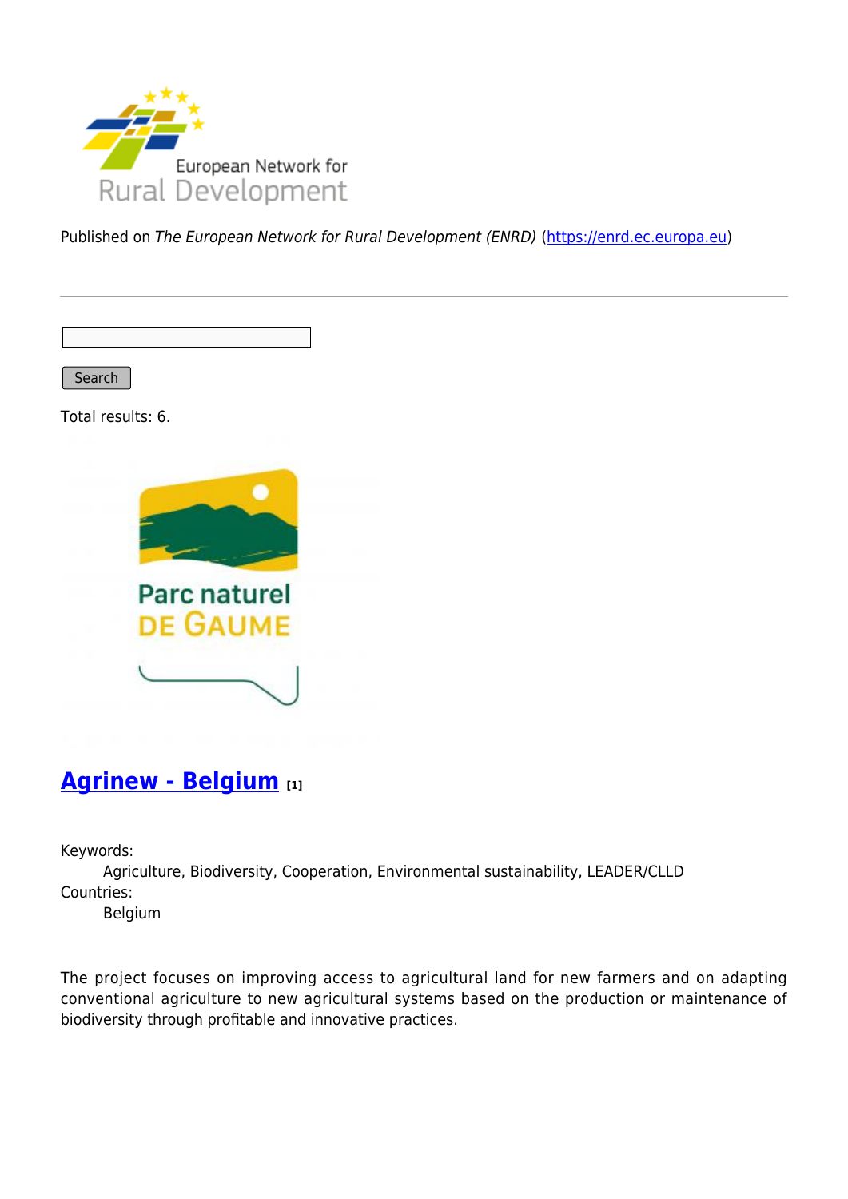Published on *The European Network for Rural Development (ENRD)* (https://enrd.ec.europa.eu)

Search

Total results: 6.

## Agrinew - Belgium [1]

Keywords:
: Agriculture, Biodiversity, Cooperation, Environmental sustainability, LEADER/CLLD

Countries:
: Belgium

The project focuses on improving access to agricultural land for new farmers and on adapting conventional agriculture to new agricultural systems based on the production or maintenance of biodiversity through profitable and innovative practices.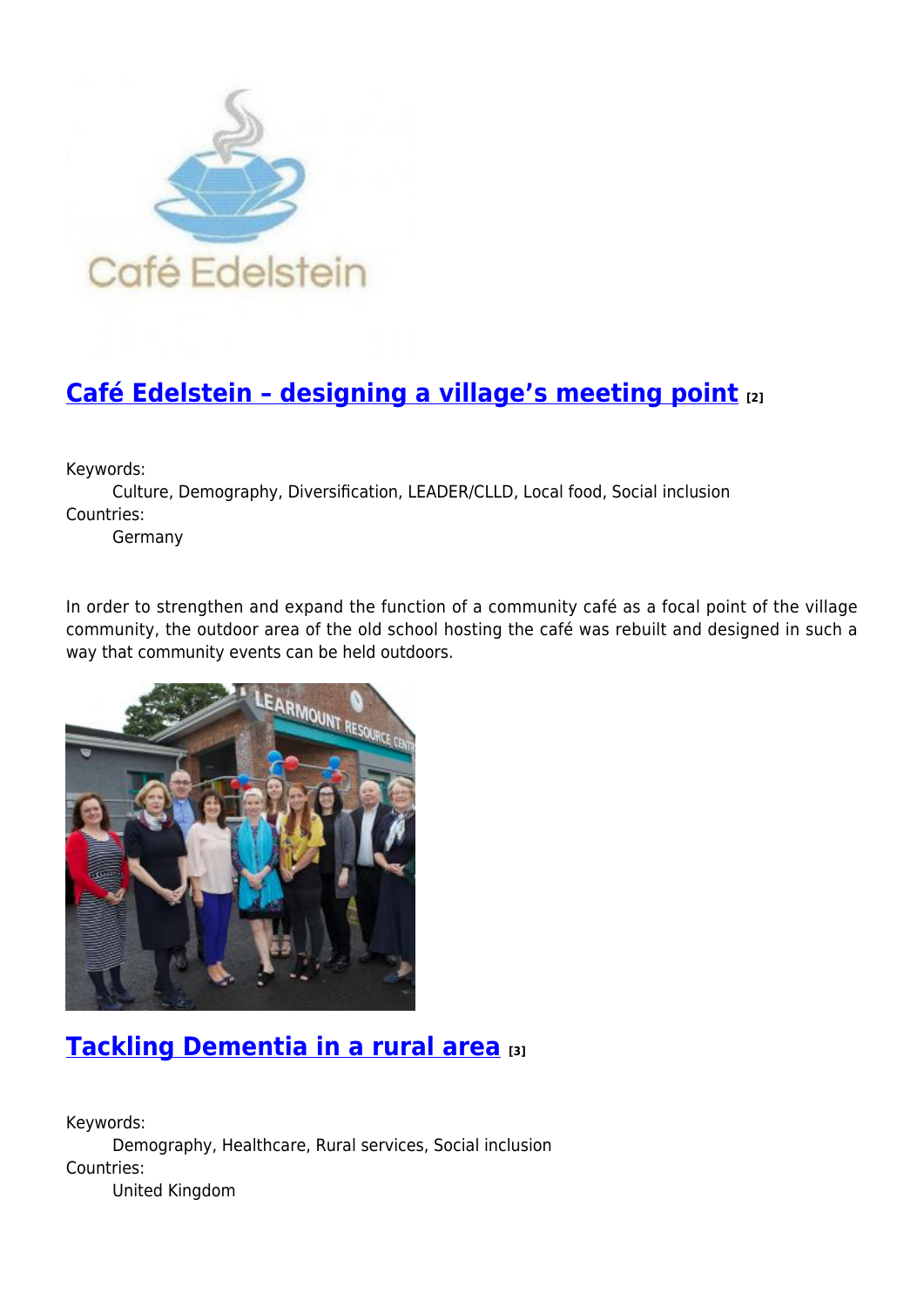## Café Edelstein – designing a village’s meeting point [2]

Keywords:
Culture, Demography, Diversification, LEADER/CLLD, Local food, Social inclusion

Countries:
Germany

In order to strengthen and expand the function of a community café as a focal point of the village community, the outdoor area of the old school hosting the café was rebuilt and designed in such a way that community events can be held outdoors.

## Tackling Dementia in a rural area [3]

Keywords:
Demography, Healthcare, Rural services, Social inclusion

Countries:
United Kingdom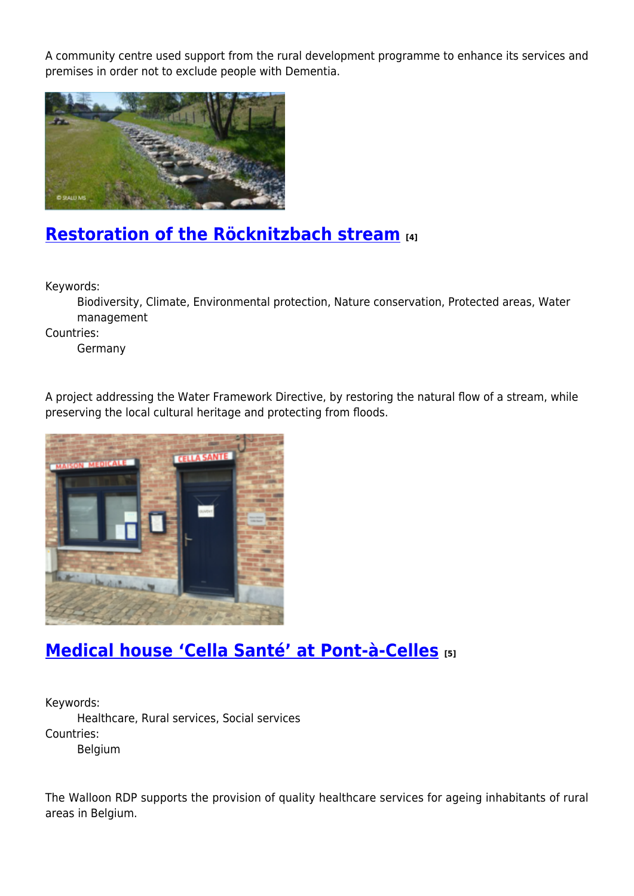A community centre used support from the rural development programme to enhance its services and premises in order not to exclude people with Dementia.

## Restoration of the Röcknitzbach stream [4]

Keywords:
Biodiversity, Climate, Environmental protection, Nature conservation, Protected areas, Water management

Countries:
Germany

A project addressing the Water Framework Directive, by restoring the natural flow of a stream, while preserving the local cultural heritage and protecting from floods.

## Medical house 'Cella Santé' at Pont-à-Celles [5]

Keywords:
Healthcare, Rural services, Social services

Countries:
Belgium

The Walloon RDP supports the provision of quality healthcare services for ageing inhabitants of rural areas in Belgium.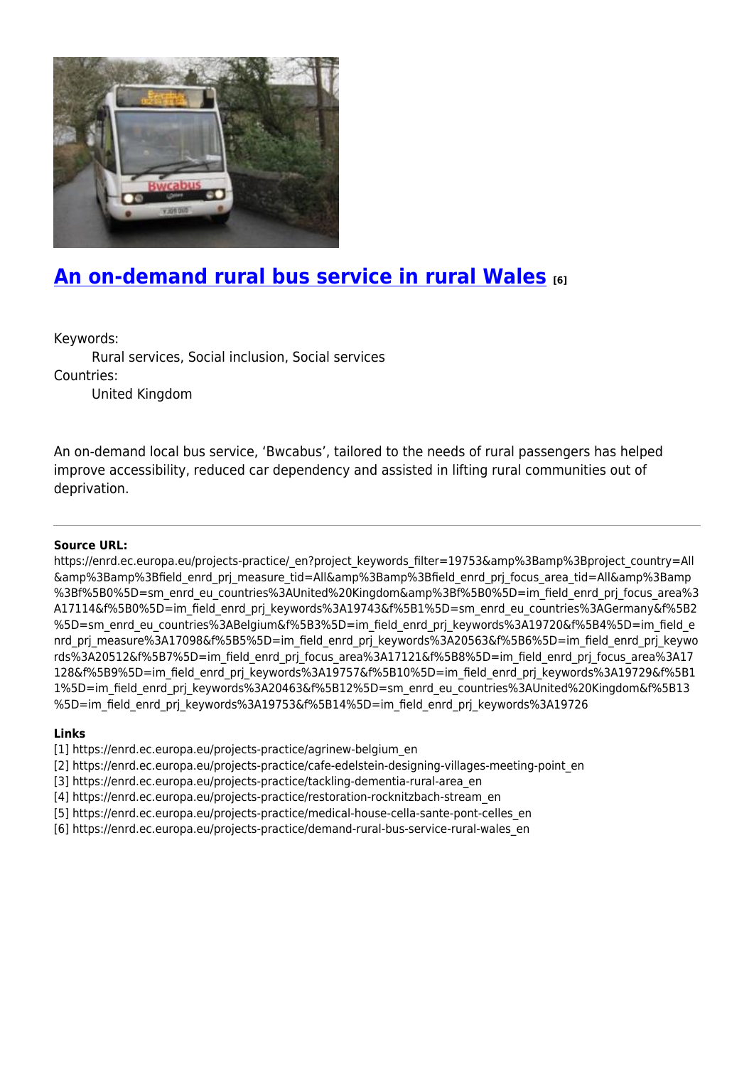## [An on-demand rural bus service in rural Wales](https://enrd.ec.europa.eu/projects-practice/demand-rural-bus-service-rural-wales_en) [6]

Keywords:

Rural services, Social inclusion, Social services

Countries:

United Kingdom

An on-demand local bus service, 'Bwcabus', tailored to the needs of rural passengers has helped improve accessibility, reduced car dependency and assisted in lifting rural communities out of deprivation.

---

**Source URL:**
https://enrd.ec.europa.eu/projects-practice/_en?project_keywords_filter=19753&amp%3Bamp%3Bproject_country=All&amp%3Bamp%3Bfield_enrd_prj_measure_tid=All&amp%3Bamp%3Bfield_enrd_prj_focus_area_tid=All&amp%3Bamp%3Bf%5B0%5D=sm_enrd_eu_countries%3AUnited%20Kingdom&amp%3Bf%5B0%5D=im_field_enrd_prj_focus_area%3A17114&f%5B0%5D=im_field_enrd_prj_keywords%3A19743&f%5B1%5D=sm_enrd_eu_countries%3AGermany&f%5B2%5D=sm_enrd_eu_countries%3ABelgium&f%5B3%5D=im_field_enrd_prj_keywords%3A19720&f%5B4%5D=im_field_enrd_prj_measure%3A17098&f%5B5%5D=im_field_enrd_prj_keywords%3A20563&f%5B6%5D=im_field_enrd_prj_keywords%3A20512&f%5B7%5D=im_field_enrd_prj_focus_area%3A17121&f%5B8%5D=im_field_enrd_prj_focus_area%3A17128&f%5B9%5D=im_field_enrd_prj_keywords%3A19757&f%5B10%5D=im_field_enrd_prj_keywords%3A19729&f%5B11%5D=im_field_enrd_prj_keywords%3A20463&f%5B12%5D=sm_enrd_eu_countries%3AUnited%20Kingdom&f%5B13%5D=im_field_enrd_prj_keywords%3A19753&f%5B14%5D=im_field_enrd_prj_keywords%3A19726

**Links**

[1] https://enrd.ec.europa.eu/projects-practice/agrinew-belgium_en
[2] https://enrd.ec.europa.eu/projects-practice/cafe-edelstein-designing-villages-meeting-point_en
[3] https://enrd.ec.europa.eu/projects-practice/tackling-dementia-rural-area_en
[4] https://enrd.ec.europa.eu/projects-practice/restoration-rocknitzbach-stream_en
[5] https://enrd.ec.europa.eu/projects-practice/medical-house-cella-sante-pont-celles_en
[6] https://enrd.ec.europa.eu/projects-practice/demand-rural-bus-service-rural-wales_en